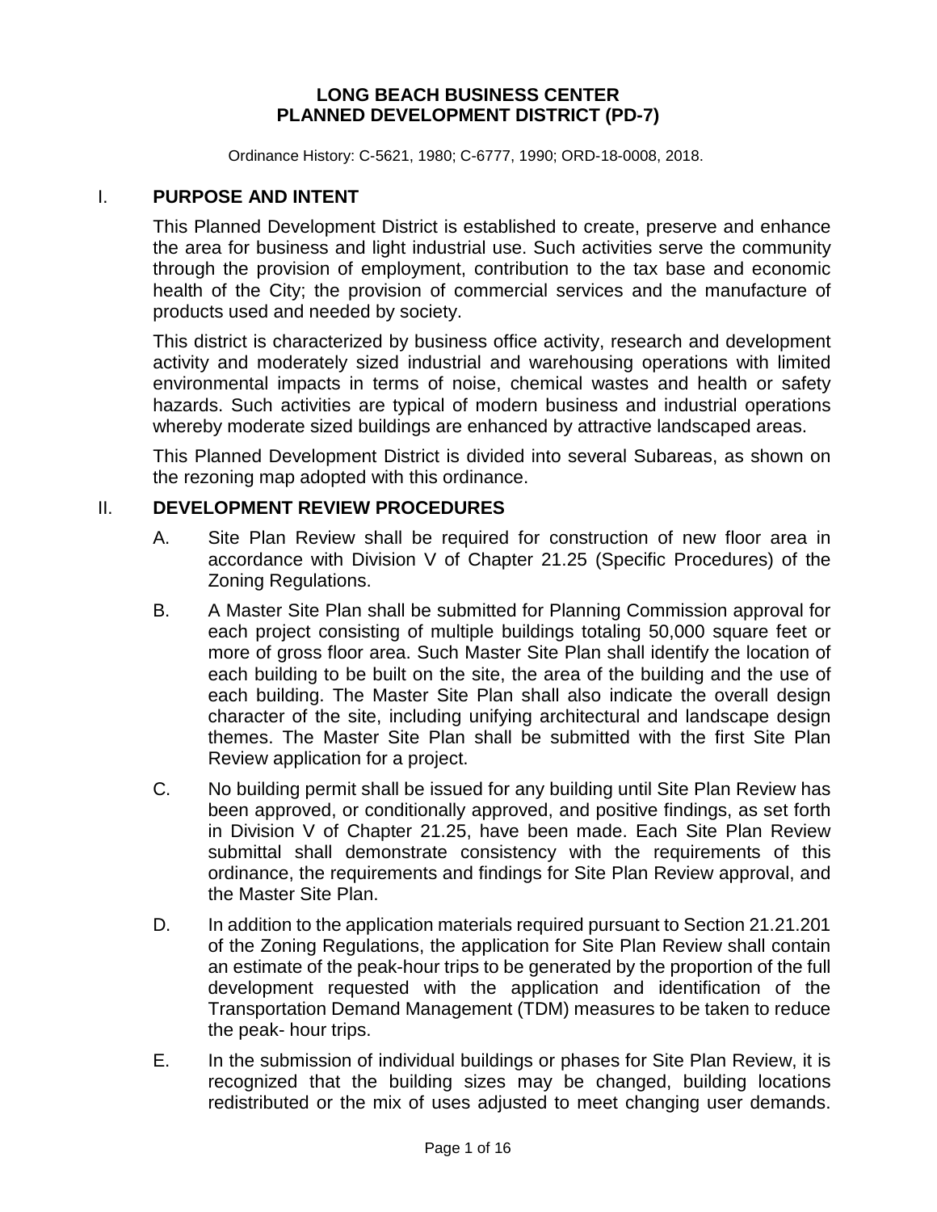# LONG BEACH BUSINESS CENTER
# PLANNED DEVELOPMENT DISTRICT (PD-7)

Ordinance History: C-5621, 1980; C-6777, 1990; ORD-18-0008, 2018.

## I. PURPOSE AND INTENT

This Planned Development District is established to create, preserve and enhance the area for business and light industrial use. Such activities serve the community through the provision of employment, contribution to the tax base and economic health of the City; the provision of commercial services and the manufacture of products used and needed by society.

This district is characterized by business office activity, research and development activity and moderately sized industrial and warehousing operations with limited environmental impacts in terms of noise, chemical wastes and health or safety hazards. Such activities are typical of modern business and industrial operations whereby moderate sized buildings are enhanced by attractive landscaped areas.

This Planned Development District is divided into several Subareas, as shown on the rezoning map adopted with this ordinance.

## II. DEVELOPMENT REVIEW PROCEDURES

A. Site Plan Review shall be required for construction of new floor area in accordance with Division V of Chapter 21.25 (Specific Procedures) of the Zoning Regulations.

B. A Master Site Plan shall be submitted for Planning Commission approval for each project consisting of multiple buildings totaling 50,000 square feet or more of gross floor area. Such Master Site Plan shall identify the location of each building to be built on the site, the area of the building and the use of each building. The Master Site Plan shall also indicate the overall design character of the site, including unifying architectural and landscape design themes. The Master Site Plan shall be submitted with the first Site Plan Review application for a project.

C. No building permit shall be issued for any building until Site Plan Review has been approved, or conditionally approved, and positive findings, as set forth in Division V of Chapter 21.25, have been made. Each Site Plan Review submittal shall demonstrate consistency with the requirements of this ordinance, the requirements and findings for Site Plan Review approval, and the Master Site Plan.

D. In addition to the application materials required pursuant to Section 21.21.201 of the Zoning Regulations, the application for Site Plan Review shall contain an estimate of the peak-hour trips to be generated by the proportion of the full development requested with the application and identification of the Transportation Demand Management (TDM) measures to be taken to reduce the peak- hour trips.

E. In the submission of individual buildings or phases for Site Plan Review, it is recognized that the building sizes may be changed, building locations redistributed or the mix of uses adjusted to meet changing user demands.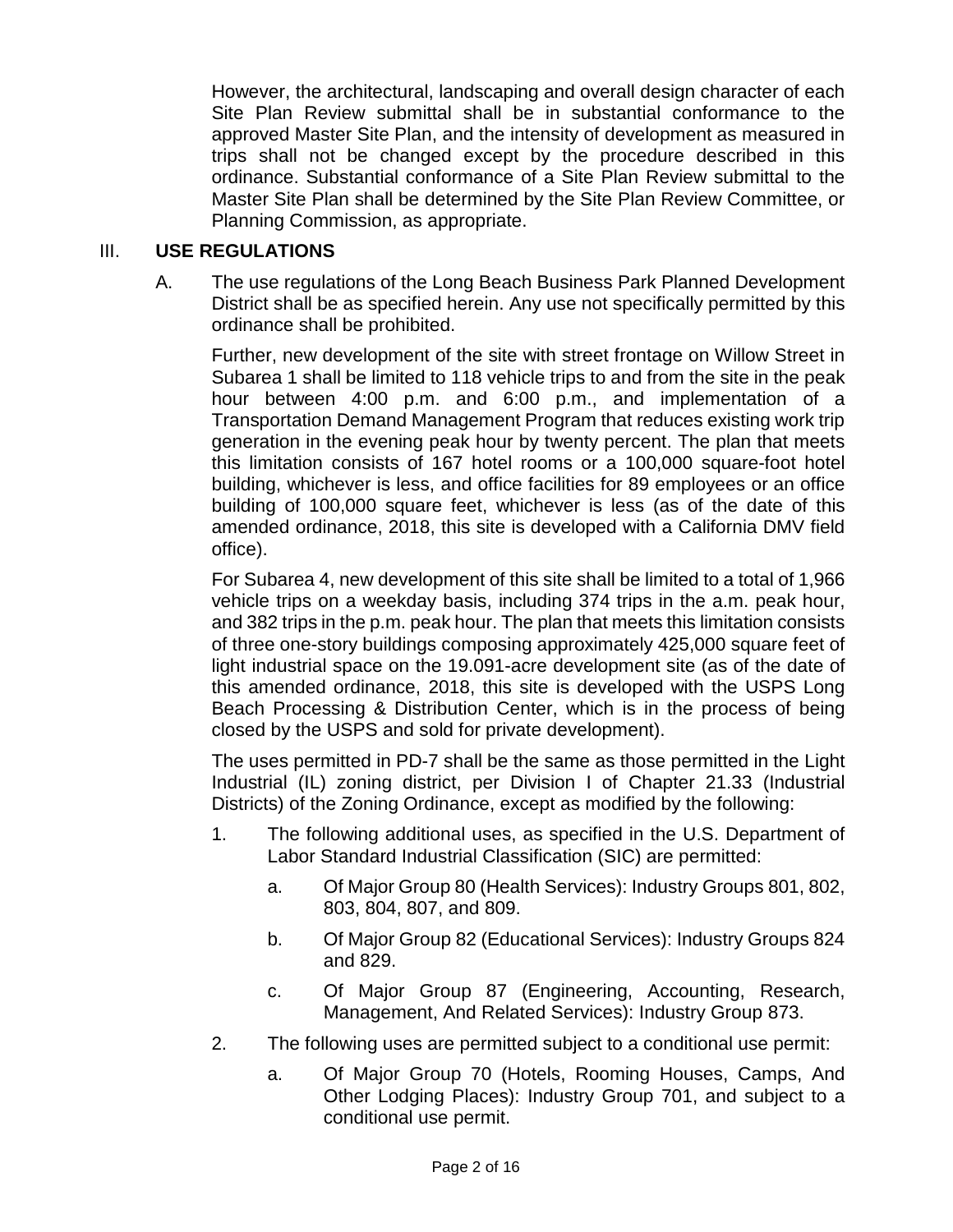However, the architectural, landscaping and overall design character of each Site Plan Review submittal shall be in substantial conformance to the approved Master Site Plan, and the intensity of development as measured in trips shall not be changed except by the procedure described in this ordinance. Substantial conformance of a Site Plan Review submittal to the Master Site Plan shall be determined by the Site Plan Review Committee, or Planning Commission, as appropriate.

## III. USE REGULATIONS

A. The use regulations of the Long Beach Business Park Planned Development District shall be as specified herein. Any use not specifically permitted by this ordinance shall be prohibited.

Further, new development of the site with street frontage on Willow Street in Subarea 1 shall be limited to 118 vehicle trips to and from the site in the peak hour between 4:00 p.m. and 6:00 p.m., and implementation of a Transportation Demand Management Program that reduces existing work trip generation in the evening peak hour by twenty percent. The plan that meets this limitation consists of 167 hotel rooms or a 100,000 square-foot hotel building, whichever is less, and office facilities for 89 employees or an office building of 100,000 square feet, whichever is less (as of the date of this amended ordinance, 2018, this site is developed with a California DMV field office).

For Subarea 4, new development of this site shall be limited to a total of 1,966 vehicle trips on a weekday basis, including 374 trips in the a.m. peak hour, and 382 trips in the p.m. peak hour. The plan that meets this limitation consists of three one-story buildings composing approximately 425,000 square feet of light industrial space on the 19.091-acre development site (as of the date of this amended ordinance, 2018, this site is developed with the USPS Long Beach Processing & Distribution Center, which is in the process of being closed by the USPS and sold for private development).

The uses permitted in PD-7 shall be the same as those permitted in the Light Industrial (IL) zoning district, per Division I of Chapter 21.33 (Industrial Districts) of the Zoning Ordinance, except as modified by the following:

1. The following additional uses, as specified in the U.S. Department of Labor Standard Industrial Classification (SIC) are permitted:

   a. Of Major Group 80 (Health Services): Industry Groups 801, 802, 803, 804, 807, and 809.

   b. Of Major Group 82 (Educational Services): Industry Groups 824 and 829.

   c. Of Major Group 87 (Engineering, Accounting, Research, Management, And Related Services): Industry Group 873.

2. The following uses are permitted subject to a conditional use permit:

   a. Of Major Group 70 (Hotels, Rooming Houses, Camps, And Other Lodging Places): Industry Group 701, and subject to a conditional use permit.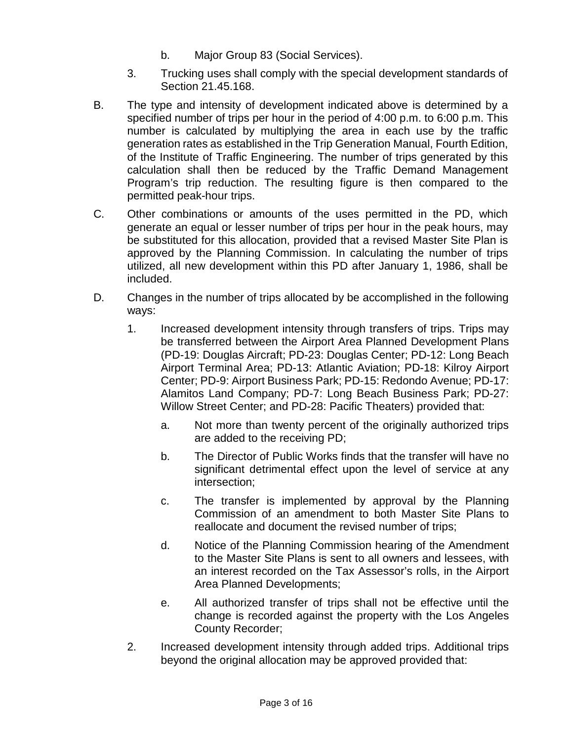b. Major Group 83 (Social Services).

3. Trucking uses shall comply with the special development standards of Section 21.45.168.

B. The type and intensity of development indicated above is determined by a specified number of trips per hour in the period of 4:00 p.m. to 6:00 p.m. This number is calculated by multiplying the area in each use by the traffic generation rates as established in the Trip Generation Manual, Fourth Edition, of the Institute of Traffic Engineering. The number of trips generated by this calculation shall then be reduced by the Traffic Demand Management Program's trip reduction. The resulting figure is then compared to the permitted peak-hour trips.

C. Other combinations or amounts of the uses permitted in the PD, which generate an equal or lesser number of trips per hour in the peak hours, may be substituted for this allocation, provided that a revised Master Site Plan is approved by the Planning Commission. In calculating the number of trips utilized, all new development within this PD after January 1, 1986, shall be included.

D. Changes in the number of trips allocated by be accomplished in the following ways:

1. Increased development intensity through transfers of trips. Trips may be transferred between the Airport Area Planned Development Plans (PD-19: Douglas Aircraft; PD-23: Douglas Center; PD-12: Long Beach Airport Terminal Area; PD-13: Atlantic Aviation; PD-18: Kilroy Airport Center; PD-9: Airport Business Park; PD-15: Redondo Avenue; PD-17: Alamitos Land Company; PD-7: Long Beach Business Park; PD-27: Willow Street Center; and PD-28: Pacific Theaters) provided that:

   a. Not more than twenty percent of the originally authorized trips are added to the receiving PD;

   b. The Director of Public Works finds that the transfer will have no significant detrimental effect upon the level of service at any intersection;

   c. The transfer is implemented by approval by the Planning Commission of an amendment to both Master Site Plans to reallocate and document the revised number of trips;

   d. Notice of the Planning Commission hearing of the Amendment to the Master Site Plans is sent to all owners and lessees, with an interest recorded on the Tax Assessor's rolls, in the Airport Area Planned Developments;

   e. All authorized transfer of trips shall not be effective until the change is recorded against the property with the Los Angeles County Recorder;

2. Increased development intensity through added trips. Additional trips beyond the original allocation may be approved provided that: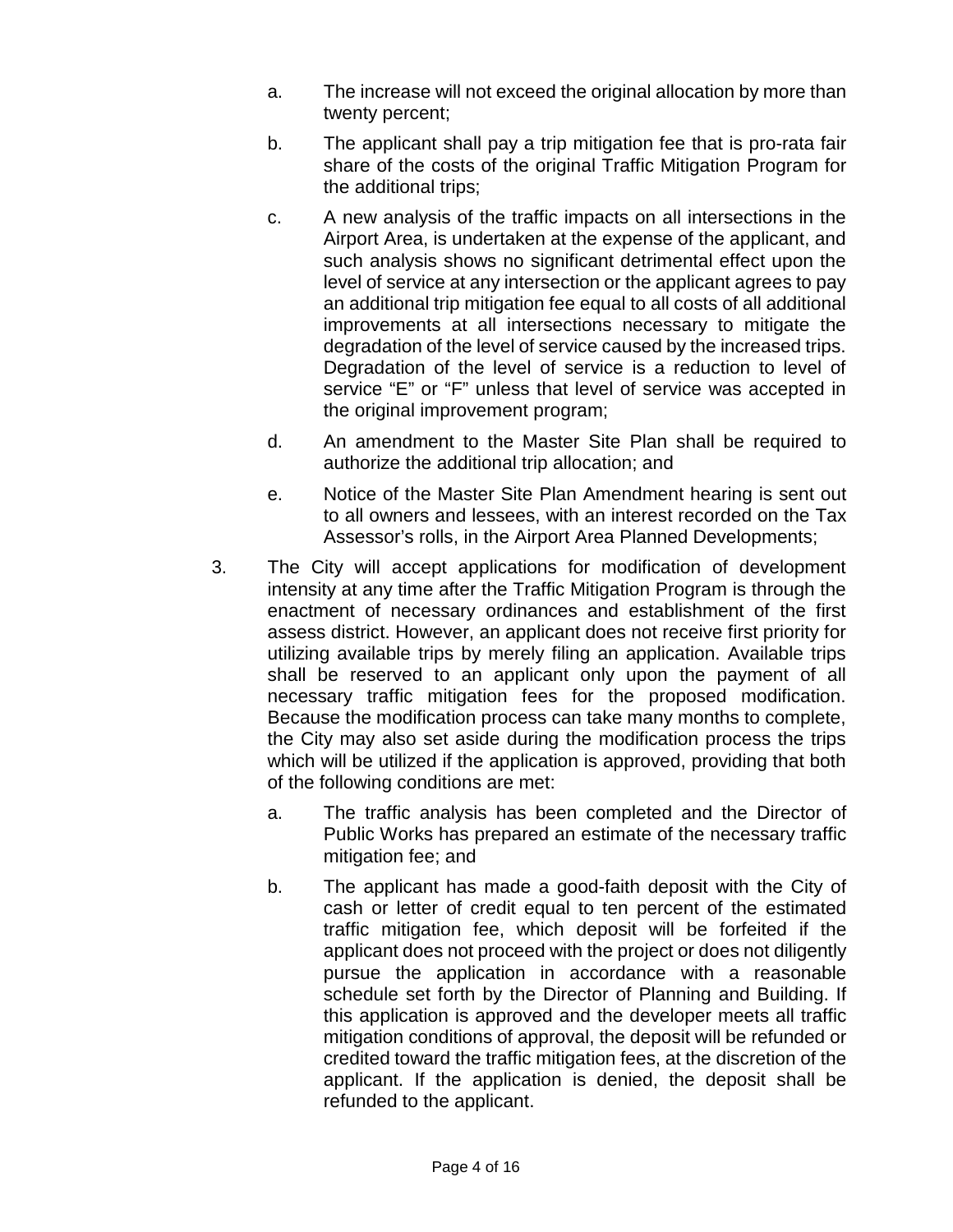a. The increase will not exceed the original allocation by more than twenty percent;

b. The applicant shall pay a trip mitigation fee that is pro-rata fair share of the costs of the original Traffic Mitigation Program for the additional trips;

c. A new analysis of the traffic impacts on all intersections in the Airport Area, is undertaken at the expense of the applicant, and such analysis shows no significant detrimental effect upon the level of service at any intersection or the applicant agrees to pay an additional trip mitigation fee equal to all costs of all additional improvements at all intersections necessary to mitigate the degradation of the level of service caused by the increased trips. Degradation of the level of service is a reduction to level of service "E" or "F" unless that level of service was accepted in the original improvement program;

d. An amendment to the Master Site Plan shall be required to authorize the additional trip allocation; and

e. Notice of the Master Site Plan Amendment hearing is sent out to all owners and lessees, with an interest recorded on the Tax Assessor's rolls, in the Airport Area Planned Developments;

3. The City will accept applications for modification of development intensity at any time after the Traffic Mitigation Program is through the enactment of necessary ordinances and establishment of the first assess district. However, an applicant does not receive first priority for utilizing available trips by merely filing an application. Available trips shall be reserved to an applicant only upon the payment of all necessary traffic mitigation fees for the proposed modification. Because the modification process can take many months to complete, the City may also set aside during the modification process the trips which will be utilized if the application is approved, providing that both of the following conditions are met:

   a. The traffic analysis has been completed and the Director of Public Works has prepared an estimate of the necessary traffic mitigation fee; and

   b. The applicant has made a good-faith deposit with the City of cash or letter of credit equal to ten percent of the estimated traffic mitigation fee, which deposit will be forfeited if the applicant does not proceed with the project or does not diligently pursue the application in accordance with a reasonable schedule set forth by the Director of Planning and Building. If this application is approved and the developer meets all traffic mitigation conditions of approval, the deposit will be refunded or credited toward the traffic mitigation fees, at the discretion of the applicant. If the application is denied, the deposit shall be refunded to the applicant.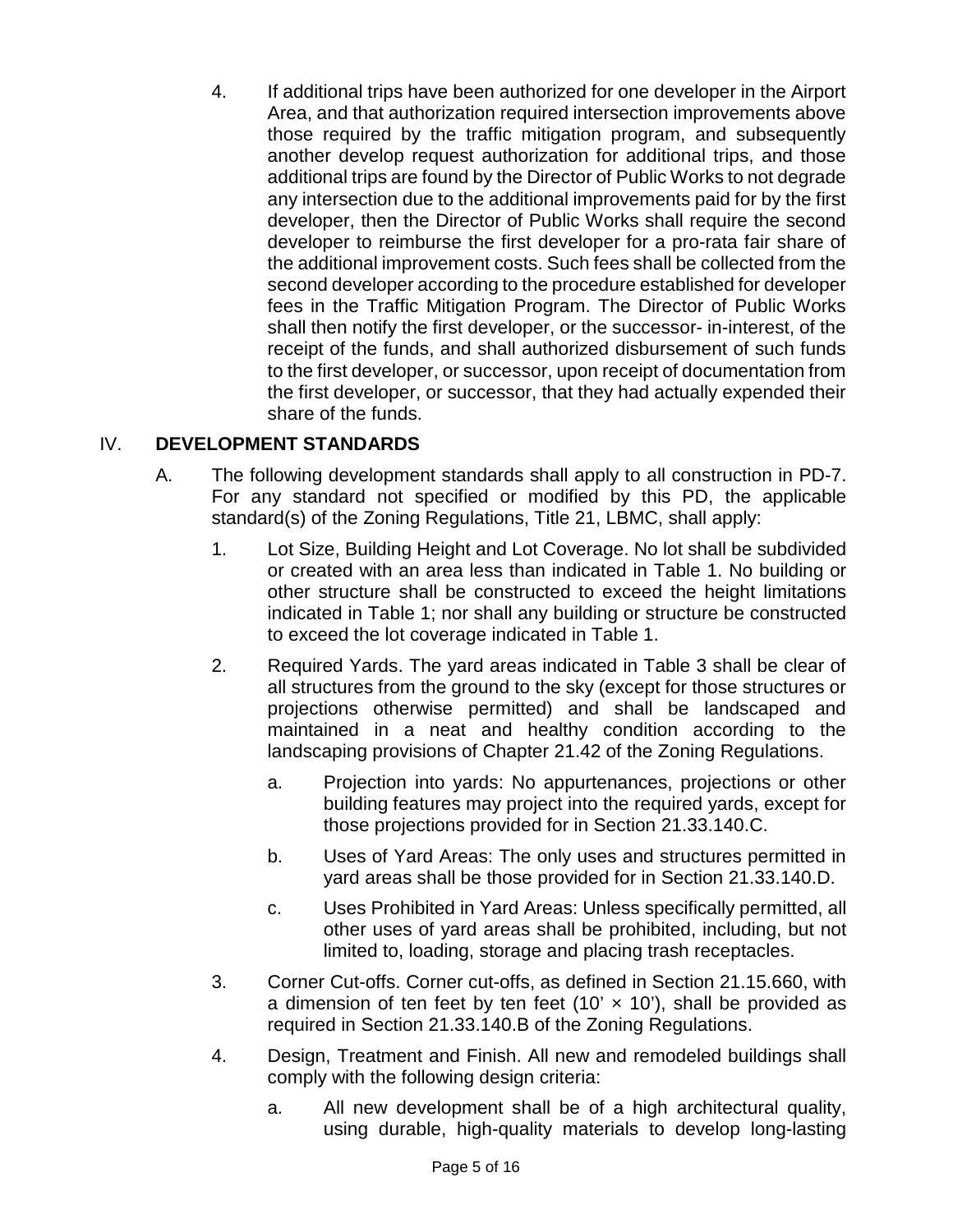4. If additional trips have been authorized for one developer in the Airport Area, and that authorization required intersection improvements above those required by the traffic mitigation program, and subsequently another develop request authorization for additional trips, and those additional trips are found by the Director of Public Works to not degrade any intersection due to the additional improvements paid for by the first developer, then the Director of Public Works shall require the second developer to reimburse the first developer for a pro-rata fair share of the additional improvement costs. Such fees shall be collected from the second developer according to the procedure established for developer fees in the Traffic Mitigation Program. The Director of Public Works shall then notify the first developer, or the successor- in-interest, of the receipt of the funds, and shall authorized disbursement of such funds to the first developer, or successor, upon receipt of documentation from the first developer, or successor, that they had actually expended their share of the funds.

## IV. DEVELOPMENT STANDARDS

A. The following development standards shall apply to all construction in PD-7. For any standard not specified or modified by this PD, the applicable standard(s) of the Zoning Regulations, Title 21, LBMC, shall apply:

1. Lot Size, Building Height and Lot Coverage. No lot shall be subdivided or created with an area less than indicated in Table 1. No building or other structure shall be constructed to exceed the height limitations indicated in Table 1; nor shall any building or structure be constructed to exceed the lot coverage indicated in Table 1.

2. Required Yards. The yard areas indicated in Table 3 shall be clear of all structures from the ground to the sky (except for those structures or projections otherwise permitted) and shall be landscaped and maintained in a neat and healthy condition according to the landscaping provisions of Chapter 21.42 of the Zoning Regulations.

   a. Projection into yards: No appurtenances, projections or other building features may project into the required yards, except for those projections provided for in Section 21.33.140.C.

   b. Uses of Yard Areas: The only uses and structures permitted in yard areas shall be those provided for in Section 21.33.140.D.

   c. Uses Prohibited in Yard Areas: Unless specifically permitted, all other uses of yard areas shall be prohibited, including, but not limited to, loading, storage and placing trash receptacles.

3. Corner Cut-offs. Corner cut-offs, as defined in Section 21.15.660, with a dimension of ten feet by ten feet (10' × 10'), shall be provided as required in Section 21.33.140.B of the Zoning Regulations.

4. Design, Treatment and Finish. All new and remodeled buildings shall comply with the following design criteria:

   a. All new development shall be of a high architectural quality, using durable, high-quality materials to develop long-lasting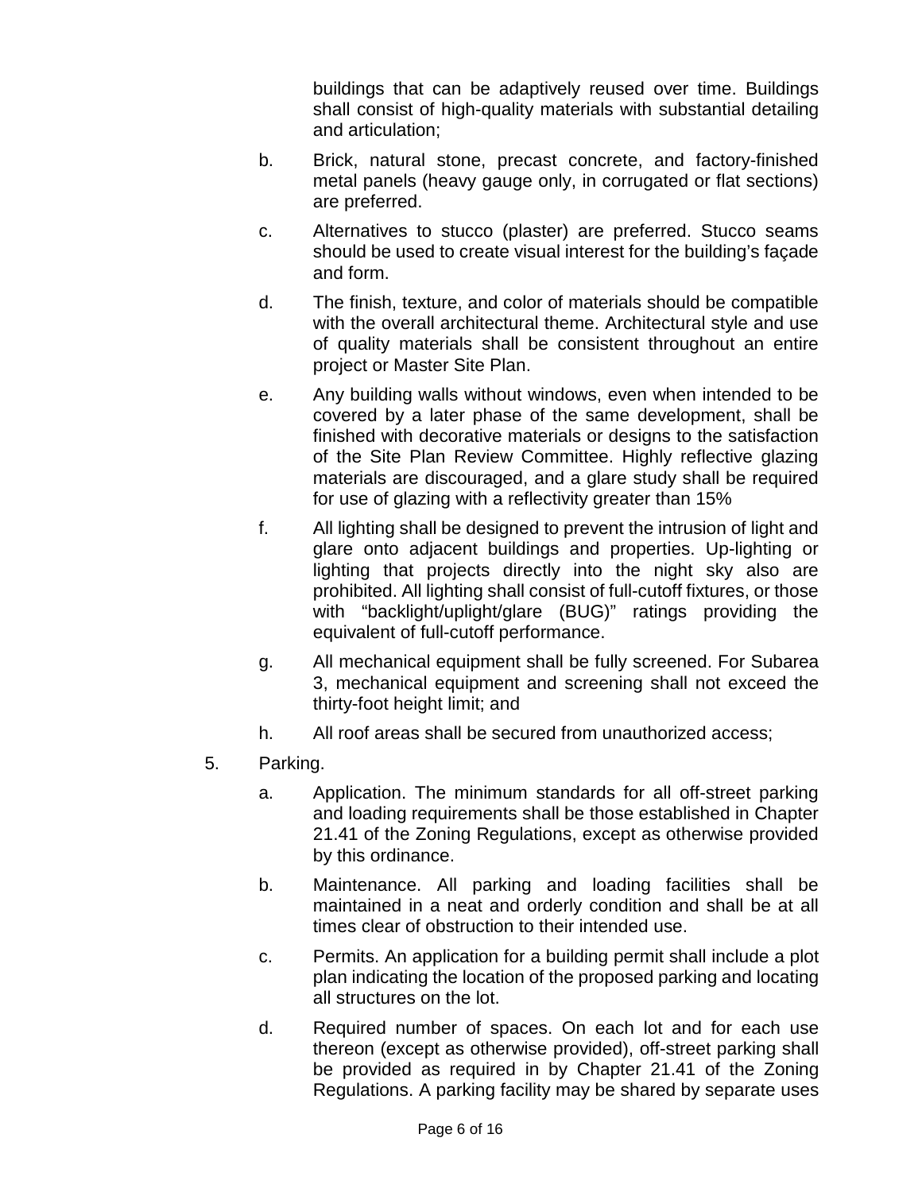buildings that can be adaptively reused over time. Buildings shall consist of high-quality materials with substantial detailing and articulation;

b. Brick, natural stone, precast concrete, and factory-finished metal panels (heavy gauge only, in corrugated or flat sections) are preferred.

c. Alternatives to stucco (plaster) are preferred. Stucco seams should be used to create visual interest for the building's façade and form.

d. The finish, texture, and color of materials should be compatible with the overall architectural theme. Architectural style and use of quality materials shall be consistent throughout an entire project or Master Site Plan.

e. Any building walls without windows, even when intended to be covered by a later phase of the same development, shall be finished with decorative materials or designs to the satisfaction of the Site Plan Review Committee. Highly reflective glazing materials are discouraged, and a glare study shall be required for use of glazing with a reflectivity greater than 15%

f. All lighting shall be designed to prevent the intrusion of light and glare onto adjacent buildings and properties. Up-lighting or lighting that projects directly into the night sky also are prohibited. All lighting shall consist of full-cutoff fixtures, or those with "backlight/uplight/glare (BUG)" ratings providing the equivalent of full-cutoff performance.

g. All mechanical equipment shall be fully screened. For Subarea 3, mechanical equipment and screening shall not exceed the thirty-foot height limit; and

h. All roof areas shall be secured from unauthorized access;

5. Parking.

   a. Application. The minimum standards for all off-street parking and loading requirements shall be those established in Chapter 21.41 of the Zoning Regulations, except as otherwise provided by this ordinance.

   b. Maintenance. All parking and loading facilities shall be maintained in a neat and orderly condition and shall be at all times clear of obstruction to their intended use.

   c. Permits. An application for a building permit shall include a plot plan indicating the location of the proposed parking and locating all structures on the lot.

   d. Required number of spaces. On each lot and for each use thereon (except as otherwise provided), off-street parking shall be provided as required in by Chapter 21.41 of the Zoning Regulations. A parking facility may be shared by separate uses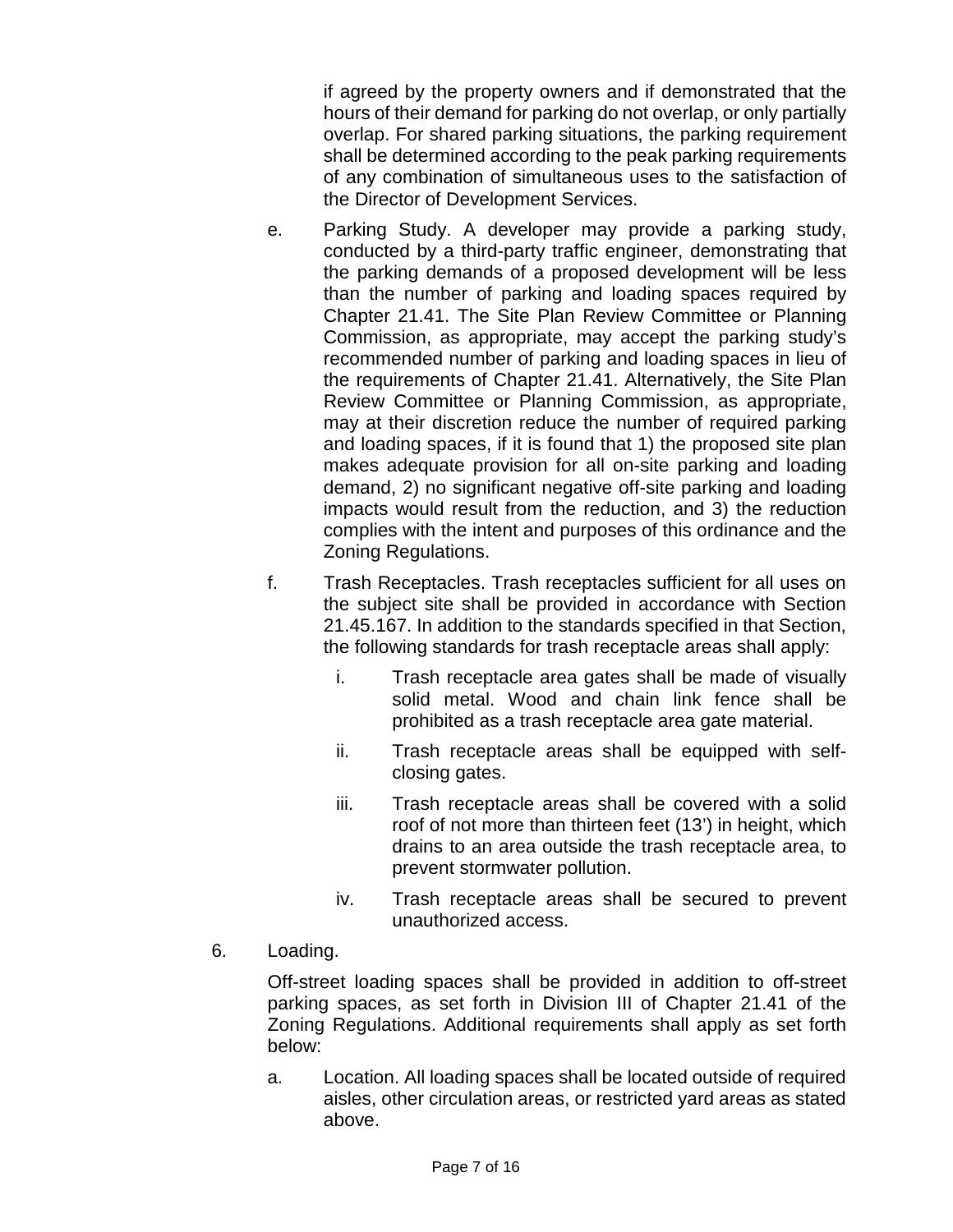if agreed by the property owners and if demonstrated that the hours of their demand for parking do not overlap, or only partially overlap. For shared parking situations, the parking requirement shall be determined according to the peak parking requirements of any combination of simultaneous uses to the satisfaction of the Director of Development Services.

e. Parking Study. A developer may provide a parking study, conducted by a third-party traffic engineer, demonstrating that the parking demands of a proposed development will be less than the number of parking and loading spaces required by Chapter 21.41. The Site Plan Review Committee or Planning Commission, as appropriate, may accept the parking study's recommended number of parking and loading spaces in lieu of the requirements of Chapter 21.41. Alternatively, the Site Plan Review Committee or Planning Commission, as appropriate, may at their discretion reduce the number of required parking and loading spaces, if it is found that 1) the proposed site plan makes adequate provision for all on-site parking and loading demand, 2) no significant negative off-site parking and loading impacts would result from the reduction, and 3) the reduction complies with the intent and purposes of this ordinance and the Zoning Regulations.

f. Trash Receptacles. Trash receptacles sufficient for all uses on the subject site shall be provided in accordance with Section 21.45.167. In addition to the standards specified in that Section, the following standards for trash receptacle areas shall apply:

   i. Trash receptacle area gates shall be made of visually solid metal. Wood and chain link fence shall be prohibited as a trash receptacle area gate material.

   ii. Trash receptacle areas shall be equipped with self-closing gates.

   iii. Trash receptacle areas shall be covered with a solid roof of not more than thirteen feet (13') in height, which drains to an area outside the trash receptacle area, to prevent stormwater pollution.

   iv. Trash receptacle areas shall be secured to prevent unauthorized access.

6. Loading.

Off-street loading spaces shall be provided in addition to off-street parking spaces, as set forth in Division III of Chapter 21.41 of the Zoning Regulations. Additional requirements shall apply as set forth below:

a. Location. All loading spaces shall be located outside of required aisles, other circulation areas, or restricted yard areas as stated above.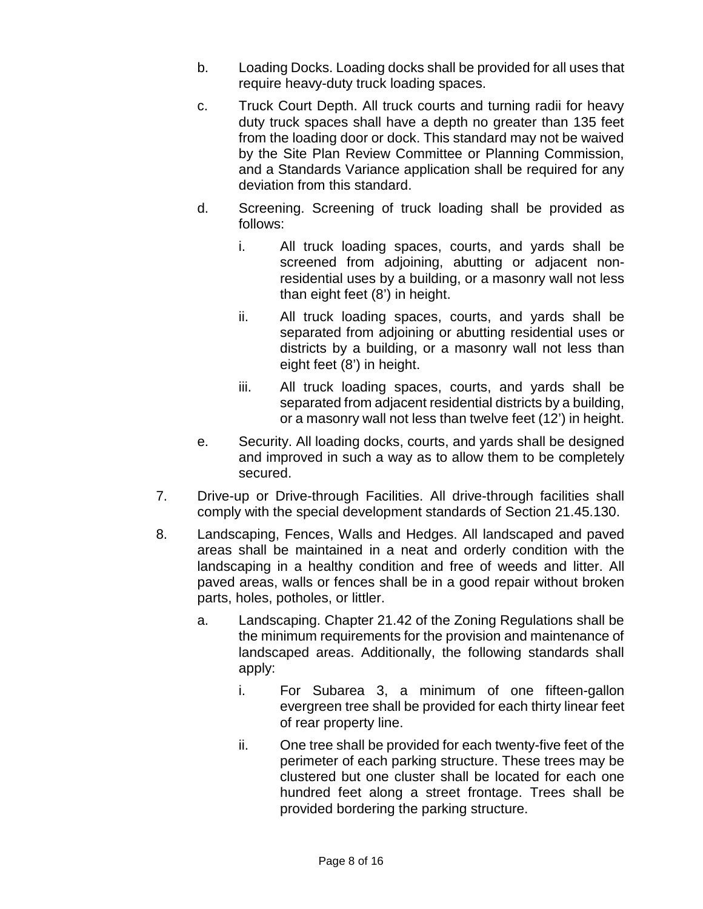b. Loading Docks. Loading docks shall be provided for all uses that require heavy-duty truck loading spaces.

c. Truck Court Depth. All truck courts and turning radii for heavy duty truck spaces shall have a depth no greater than 135 feet from the loading door or dock. This standard may not be waived by the Site Plan Review Committee or Planning Commission, and a Standards Variance application shall be required for any deviation from this standard.

d. Screening. Screening of truck loading shall be provided as follows:

   i. All truck loading spaces, courts, and yards shall be screened from adjoining, abutting or adjacent non-residential uses by a building, or a masonry wall not less than eight feet (8') in height.

   ii. All truck loading spaces, courts, and yards shall be separated from adjoining or abutting residential uses or districts by a building, or a masonry wall not less than eight feet (8') in height.

   iii. All truck loading spaces, courts, and yards shall be separated from adjacent residential districts by a building, or a masonry wall not less than twelve feet (12') in height.

e. Security. All loading docks, courts, and yards shall be designed and improved in such a way as to allow them to be completely secured.

7. Drive-up or Drive-through Facilities. All drive-through facilities shall comply with the special development standards of Section 21.45.130.

8. Landscaping, Fences, Walls and Hedges. All landscaped and paved areas shall be maintained in a neat and orderly condition with the landscaping in a healthy condition and free of weeds and litter. All paved areas, walls or fences shall be in a good repair without broken parts, holes, potholes, or littler.

   a. Landscaping. Chapter 21.42 of the Zoning Regulations shall be the minimum requirements for the provision and maintenance of landscaped areas. Additionally, the following standards shall apply:

      i. For Subarea 3, a minimum of one fifteen-gallon evergreen tree shall be provided for each thirty linear feet of rear property line.

      ii. One tree shall be provided for each twenty-five feet of the perimeter of each parking structure. These trees may be clustered but one cluster shall be located for each one hundred feet along a street frontage. Trees shall be provided bordering the parking structure.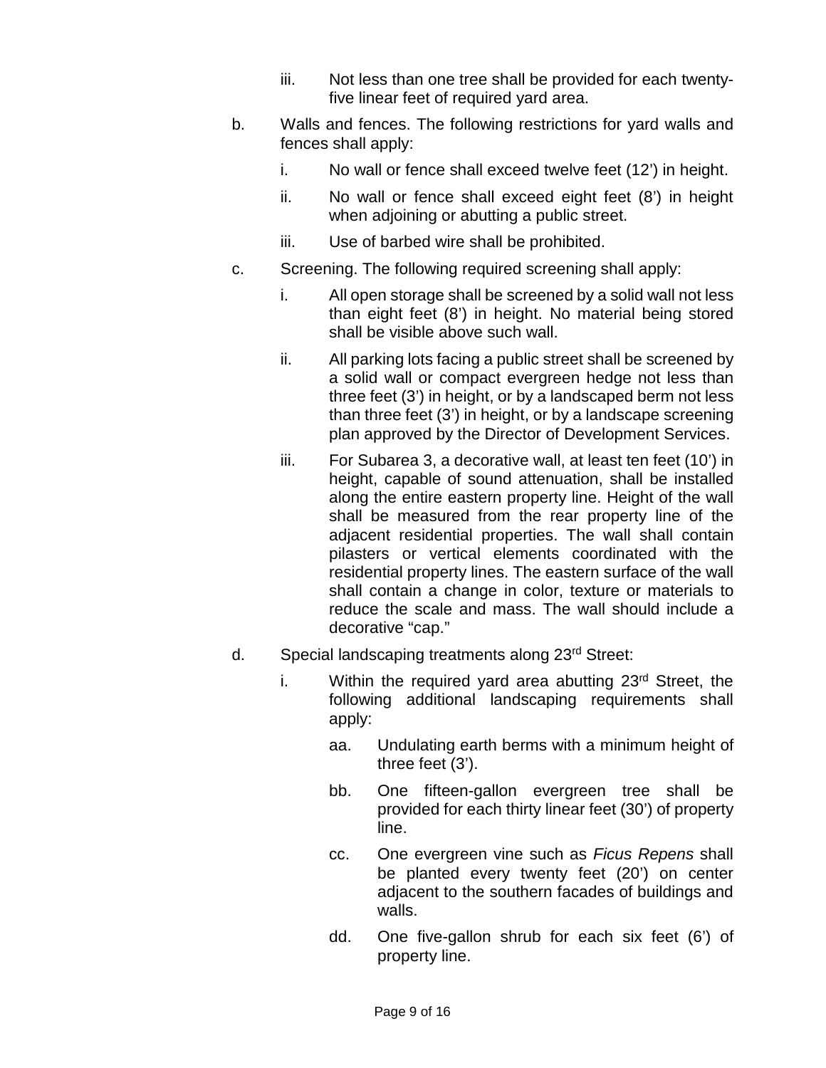iii. Not less than one tree shall be provided for each twenty-five linear feet of required yard area.

b. Walls and fences. The following restrictions for yard walls and fences shall apply:

   i. No wall or fence shall exceed twelve feet (12') in height.

   ii. No wall or fence shall exceed eight feet (8') in height when adjoining or abutting a public street.

   iii. Use of barbed wire shall be prohibited.

c. Screening. The following required screening shall apply:

   i. All open storage shall be screened by a solid wall not less than eight feet (8') in height. No material being stored shall be visible above such wall.

   ii. All parking lots facing a public street shall be screened by a solid wall or compact evergreen hedge not less than three feet (3') in height, or by a landscaped berm not less than three feet (3') in height, or by a landscape screening plan approved by the Director of Development Services.

   iii. For Subarea 3, a decorative wall, at least ten feet (10') in height, capable of sound attenuation, shall be installed along the entire eastern property line. Height of the wall shall be measured from the rear property line of the adjacent residential properties. The wall shall contain pilasters or vertical elements coordinated with the residential property lines. The eastern surface of the wall shall contain a change in color, texture or materials to reduce the scale and mass. The wall should include a decorative "cap."

d. Special landscaping treatments along 23rd Street:

   i. Within the required yard area abutting 23rd Street, the following additional landscaping requirements shall apply:

      aa. Undulating earth berms with a minimum height of three feet (3').

      bb. One fifteen-gallon evergreen tree shall be provided for each thirty linear feet (30') of property line.

      cc. One evergreen vine such as *Ficus Repens* shall be planted every twenty feet (20') on center adjacent to the southern facades of buildings and walls.

      dd. One five-gallon shrub for each six feet (6') of property line.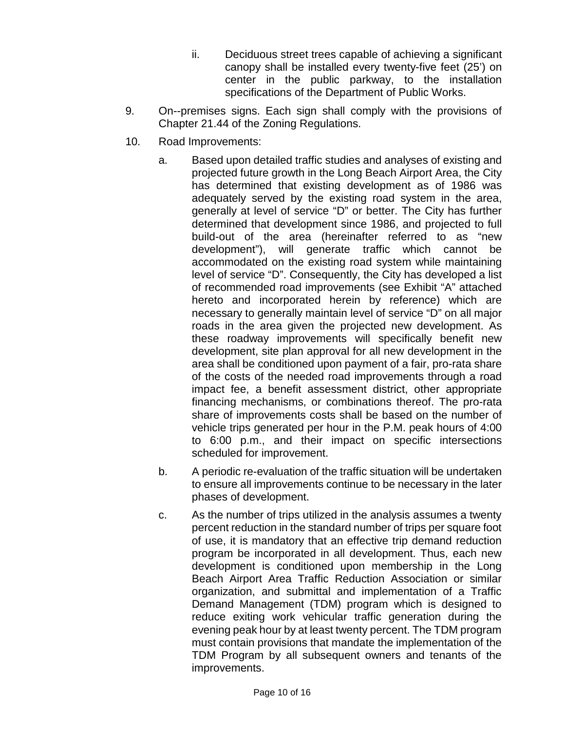ii. Deciduous street trees capable of achieving a significant canopy shall be installed every twenty-five feet (25') on center in the public parkway, to the installation specifications of the Department of Public Works.

9. On--premises signs. Each sign shall comply with the provisions of Chapter 21.44 of the Zoning Regulations.

10. Road Improvements:

    a. Based upon detailed traffic studies and analyses of existing and projected future growth in the Long Beach Airport Area, the City has determined that existing development as of 1986 was adequately served by the existing road system in the area, generally at level of service "D" or better. The City has further determined that development since 1986, and projected to full build-out of the area (hereinafter referred to as "new development"), will generate traffic which cannot be accommodated on the existing road system while maintaining level of service "D". Consequently, the City has developed a list of recommended road improvements (see Exhibit "A" attached hereto and incorporated herein by reference) which are necessary to generally maintain level of service "D" on all major roads in the area given the projected new development. As these roadway improvements will specifically benefit new development, site plan approval for all new development in the area shall be conditioned upon payment of a fair, pro-rata share of the costs of the needed road improvements through a road impact fee, a benefit assessment district, other appropriate financing mechanisms, or combinations thereof. The pro-rata share of improvements costs shall be based on the number of vehicle trips generated per hour in the P.M. peak hours of 4:00 to 6:00 p.m., and their impact on specific intersections scheduled for improvement.

    b. A periodic re-evaluation of the traffic situation will be undertaken to ensure all improvements continue to be necessary in the later phases of development.

    c. As the number of trips utilized in the analysis assumes a twenty percent reduction in the standard number of trips per square foot of use, it is mandatory that an effective trip demand reduction program be incorporated in all development. Thus, each new development is conditioned upon membership in the Long Beach Airport Area Traffic Reduction Association or similar organization, and submittal and implementation of a Traffic Demand Management (TDM) program which is designed to reduce exiting work vehicular traffic generation during the evening peak hour by at least twenty percent. The TDM program must contain provisions that mandate the implementation of the TDM Program by all subsequent owners and tenants of the improvements.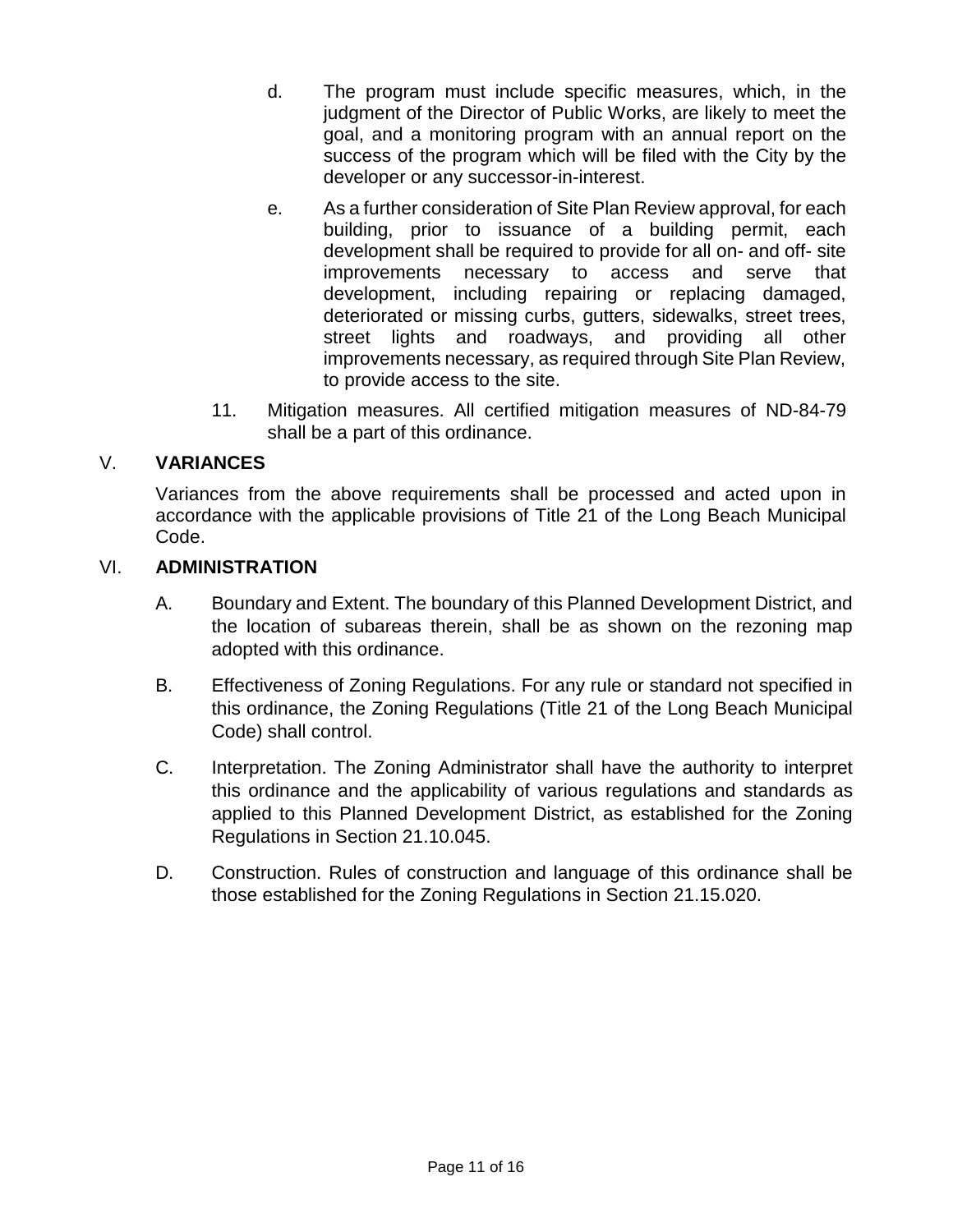d. The program must include specific measures, which, in the judgment of the Director of Public Works, are likely to meet the goal, and a monitoring program with an annual report on the success of the program which will be filed with the City by the developer or any successor-in-interest.

e. As a further consideration of Site Plan Review approval, for each building, prior to issuance of a building permit, each development shall be required to provide for all on- and off- site improvements necessary to access and serve that development, including repairing or replacing damaged, deteriorated or missing curbs, gutters, sidewalks, street trees, street lights and roadways, and providing all other improvements necessary, as required through Site Plan Review, to provide access to the site.

11. Mitigation measures. All certified mitigation measures of ND-84-79 shall be a part of this ordinance.

## V. **VARIANCES**

Variances from the above requirements shall be processed and acted upon in accordance with the applicable provisions of Title 21 of the Long Beach Municipal Code.

## VI. **ADMINISTRATION**

A. Boundary and Extent. The boundary of this Planned Development District, and the location of subareas therein, shall be as shown on the rezoning map adopted with this ordinance.

B. Effectiveness of Zoning Regulations. For any rule or standard not specified in this ordinance, the Zoning Regulations (Title 21 of the Long Beach Municipal Code) shall control.

C. Interpretation. The Zoning Administrator shall have the authority to interpret this ordinance and the applicability of various regulations and standards as applied to this Planned Development District, as established for the Zoning Regulations in Section 21.10.045.

D. Construction. Rules of construction and language of this ordinance shall be those established for the Zoning Regulations in Section 21.15.020.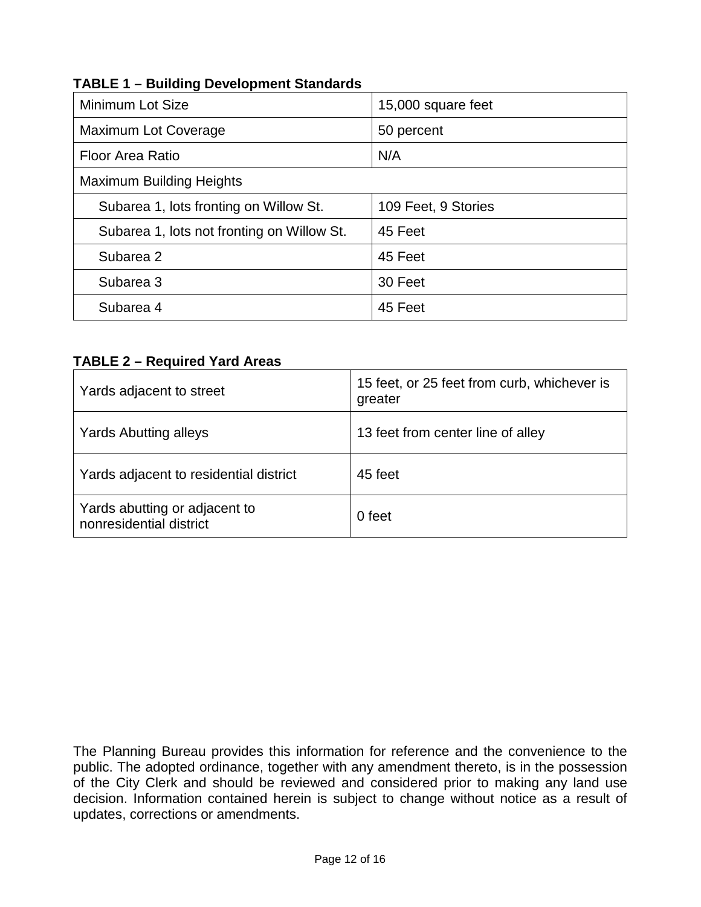**TABLE 1 – Building Development Standards**

| Minimum Lot Size | 15,000 square feet |
|---|---|
| Maximum Lot Coverage | 50 percent |
| Floor Area Ratio | N/A |
| Maximum Building Heights | |
| Subarea 1, lots fronting on Willow St. | 109 Feet, 9 Stories |
| Subarea 1, lots not fronting on Willow St. | 45 Feet |
| Subarea 2 | 45 Feet |
| Subarea 3 | 30 Feet |
| Subarea 4 | 45 Feet |

**TABLE 2 – Required Yard Areas**

| Yards adjacent to street | 15 feet, or 25 feet from curb, whichever is greater |
|---|---|
| Yards Abutting alleys | 13 feet from center line of alley |
| Yards adjacent to residential district | 45 feet |
| Yards abutting or adjacent to nonresidential district | 0 feet |

The Planning Bureau provides this information for reference and the convenience to the public. The adopted ordinance, together with any amendment thereto, is in the possession of the City Clerk and should be reviewed and considered prior to making any land use decision. Information contained herein is subject to change without notice as a result of updates, corrections or amendments.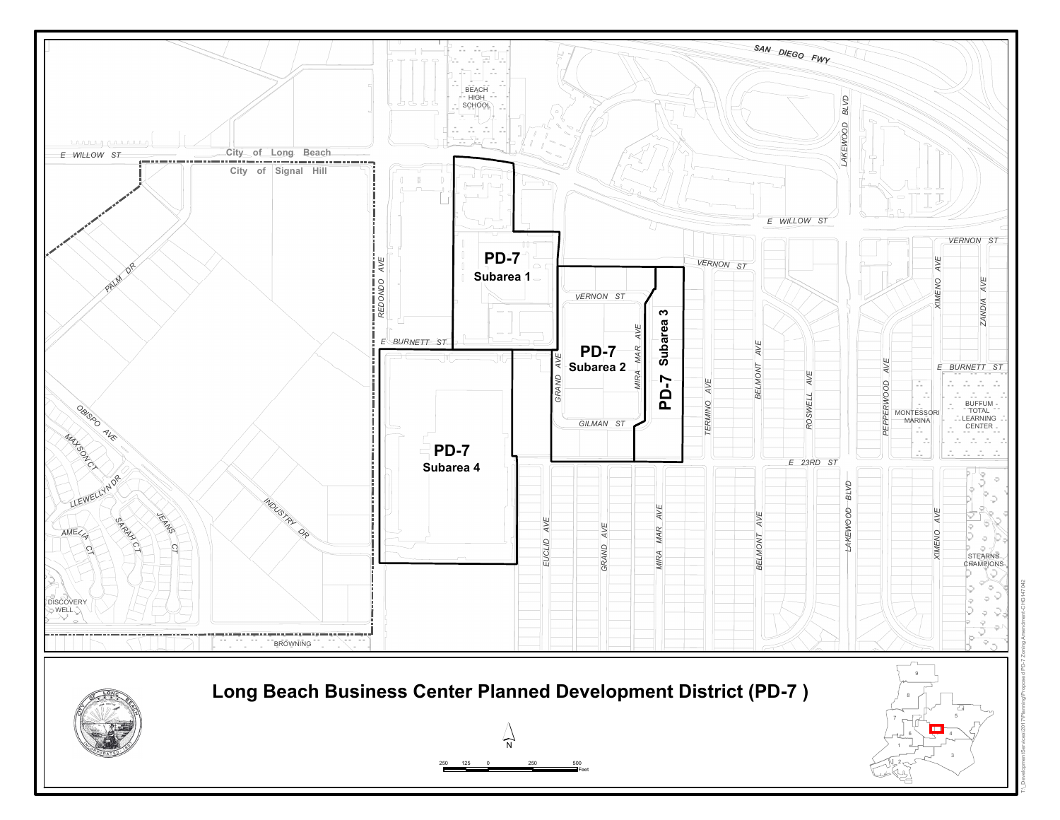# Long Beach Business Center Planned Development District (PD-7 )

PD-7 Subarea 1

PD-7 Subarea 2

PD-7 Subarea 3

PD-7 Subarea 4

City of Long Beach

City of Signal Hill

SAN DIEGO FWY

E WILLOW ST

VERNON ST

E BURNETT ST

GILMAN ST

E 23RD ST

REDONDO AVE

GRAND AVE

MIRA MAR AVE

TERMINO AVE

BELMONT AVE

ROSWELL AVE

LAKEWOOD BLVD

PEPPERWOOD AVE

XIMENO AVE

ZANDIA AVE

EUCLID AVE

PALM DR

OBISPO AVE

MAXSON CT

LLEWELLYN DR

AMELIA CT

SARAH CT

JEANS CT

INDUSTRY DR

BROWNING

BEACH HIGH SCHOOL

MONTESSORI MARINA

BUFFUM TOTAL LEARNING CENTER

STEARNS CHAMPIONS

DISCOVERY WELL

N

250 125 0 250 500 Feet

T:\_DevelopmentServices\2017\Planning\Proposed PD-7 Zoning Amendment-CH3147042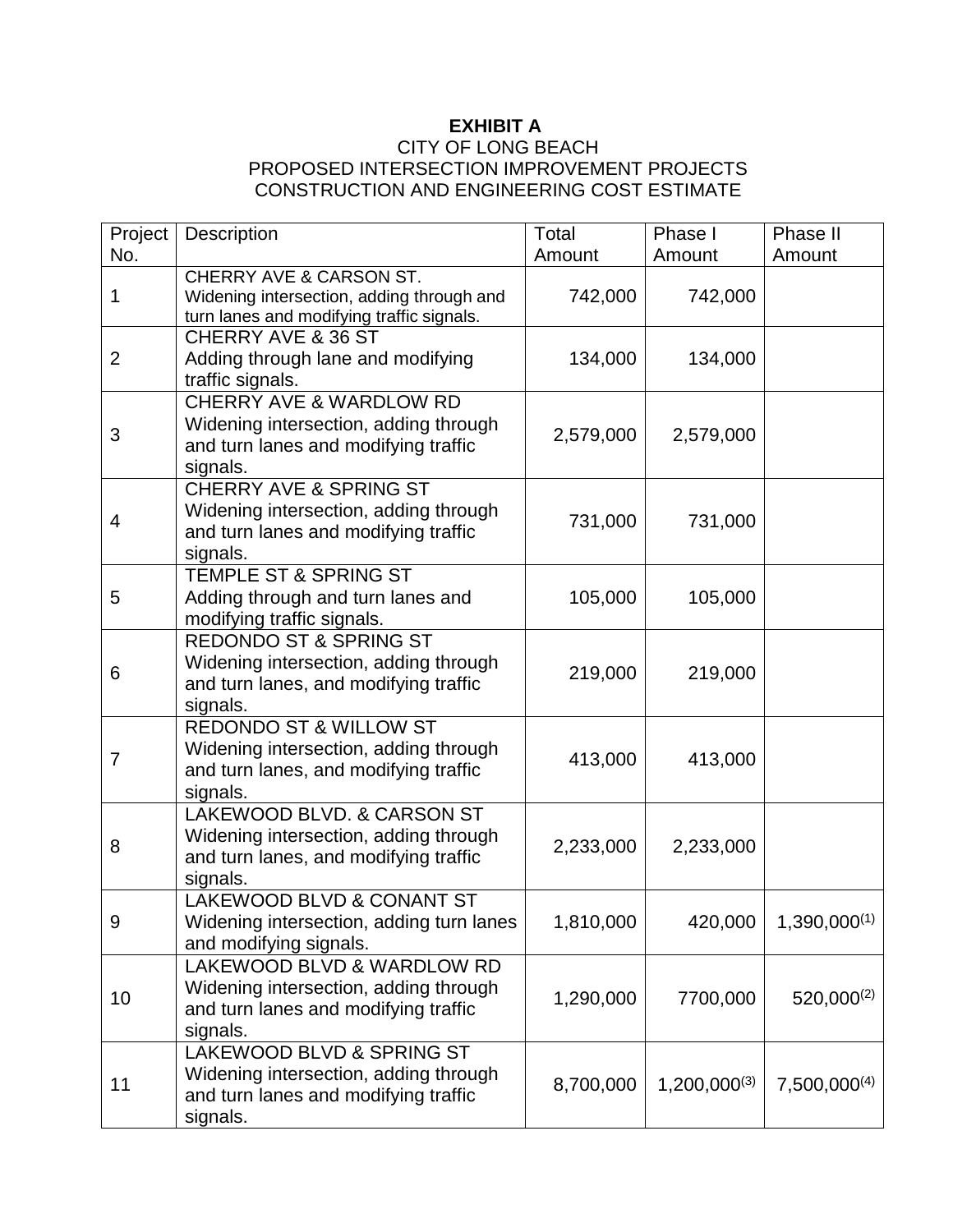**EXHIBIT A**

CITY OF LONG BEACH
PROPOSED INTERSECTION IMPROVEMENT PROJECTS
CONSTRUCTION AND ENGINEERING COST ESTIMATE

| Project No. | Description | Total Amount | Phase I Amount | Phase II Amount |
|---|---|---|---|---|
| 1 | CHERRY AVE & CARSON ST. Widening intersection, adding through and turn lanes and modifying traffic signals. | 742,000 | 742,000 | |
| 2 | CHERRY AVE & 36 ST Adding through lane and modifying traffic signals. | 134,000 | 134,000 | |
| 3 | CHERRY AVE & WARDLOW RD Widening intersection, adding through and turn lanes and modifying traffic signals. | 2,579,000 | 2,579,000 | |
| 4 | CHERRY AVE & SPRING ST Widening intersection, adding through and turn lanes and modifying traffic signals. | 731,000 | 731,000 | |
| 5 | TEMPLE ST & SPRING ST Adding through and turn lanes and modifying traffic signals. | 105,000 | 105,000 | |
| 6 | REDONDO ST & SPRING ST Widening intersection, adding through and turn lanes, and modifying traffic signals. | 219,000 | 219,000 | |
| 7 | REDONDO ST & WILLOW ST Widening intersection, adding through and turn lanes, and modifying traffic signals. | 413,000 | 413,000 | |
| 8 | LAKEWOOD BLVD. & CARSON ST Widening intersection, adding through and turn lanes, and modifying traffic signals. | 2,233,000 | 2,233,000 | |
| 9 | LAKEWOOD BLVD & CONANT ST Widening intersection, adding turn lanes and modifying signals. | 1,810,000 | 420,000 | 1,390,000[(1)] |
| 10 | LAKEWOOD BLVD & WARDLOW RD Widening intersection, adding through and turn lanes and modifying traffic signals. | 1,290,000 | 7700,000 | 520,000[(2)] |
| 11 | LAKEWOOD BLVD & SPRING ST Widening intersection, adding through and turn lanes and modifying traffic signals. | 8,700,000 | 1,200,000[(3)] | 7,500,000[(4)] |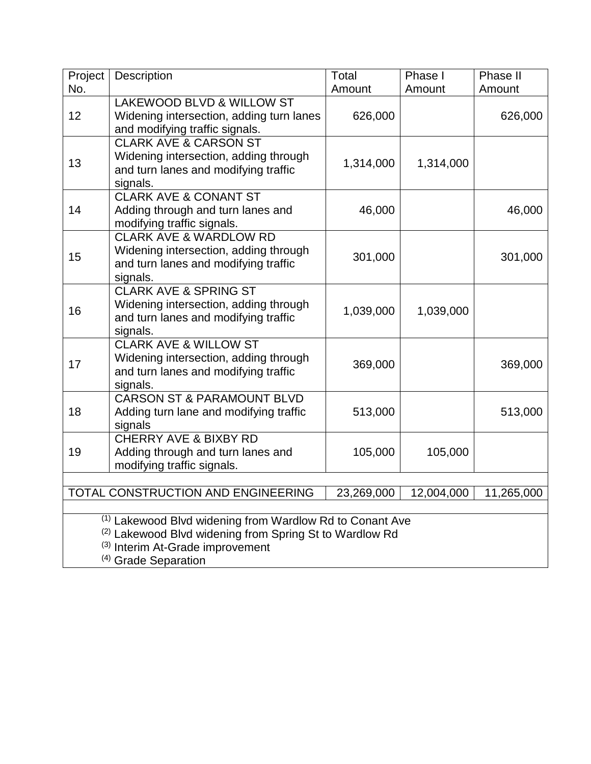| Project No. | Description | Total Amount | Phase I Amount | Phase II Amount |
|---|---|---|---|---|
| 12 | LAKEWOOD BLVD & WILLOW ST<br>Widening intersection, adding turn lanes and modifying traffic signals. | 626,000 | | 626,000 |
| 13 | CLARK AVE & CARSON ST<br>Widening intersection, adding through and turn lanes and modifying traffic signals. | 1,314,000 | 1,314,000 | |
| 14 | CLARK AVE & CONANT ST<br>Adding through and turn lanes and modifying traffic signals. | 46,000 | | 46,000 |
| 15 | CLARK AVE & WARDLOW RD<br>Widening intersection, adding through and turn lanes and modifying traffic signals. | 301,000 | | 301,000 |
| 16 | CLARK AVE & SPRING ST<br>Widening intersection, adding through and turn lanes and modifying traffic signals. | 1,039,000 | 1,039,000 | |
| 17 | CLARK AVE & WILLOW ST<br>Widening intersection, adding through and turn lanes and modifying traffic signals. | 369,000 | | 369,000 |
| 18 | CARSON ST & PARAMOUNT BLVD<br>Adding turn lane and modifying traffic signals | 513,000 | | 513,000 |
| 19 | CHERRY AVE & BIXBY RD<br>Adding through and turn lanes and modifying traffic signals. | 105,000 | 105,000 | |
| | | | | |
| TOTAL CONSTRUCTION AND ENGINEERING | | 23,269,000 | 12,004,000 | 11,265,000 |

(1) Lakewood Blvd widening from Wardlow Rd to Conant Ave
(2) Lakewood Blvd widening from Spring St to Wardlow Rd
(3) Interim At-Grade improvement
(4) Grade Separation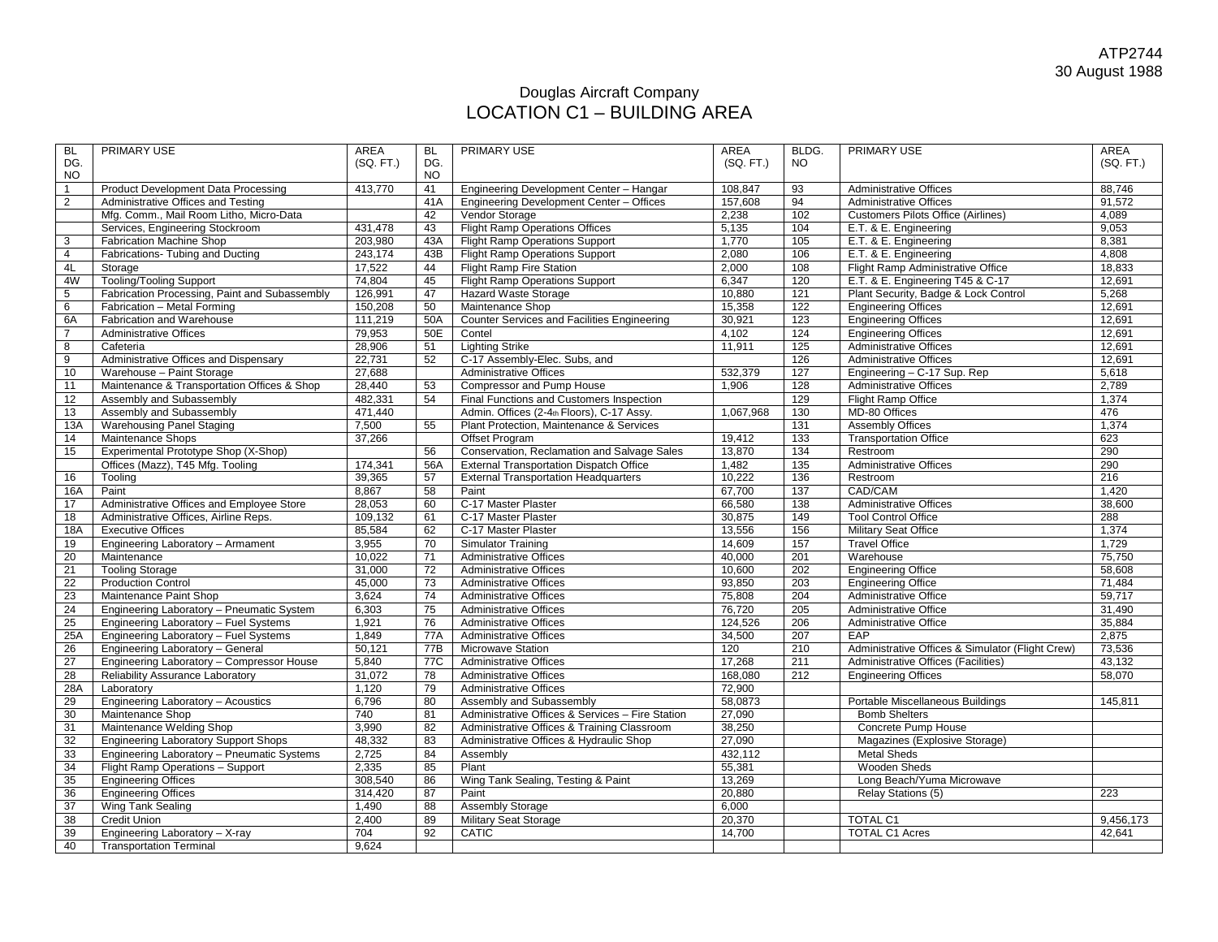ATP2744
30 August 1988

# Douglas Aircraft Company
## LOCATION C1 – BUILDING AREA

| BL DG. NO | PRIMARY USE | AREA (SQ. FT.) | BL DG. NO | PRIMARY USE | AREA (SQ. FT.) | BLDG. NO | PRIMARY USE | AREA (SQ. FT.) |
|---|---|---|---|---|---|---|---|---|
| 1 | Product Development Data Processing | 413,770 | 41 | Engineering Development Center – Hangar | 108,847 | 93 | Administrative Offices | 88,746 |
| 2 | Administrative Offices and Testing | | 41A | Engineering Development Center – Offices | 157,608 | 94 | Administrative Offices | 91,572 |
| | Mfg. Comm., Mail Room Litho, Micro-Data | | 42 | Vendor Storage | 2,238 | 102 | Customers Pilots Office (Airlines) | 4,089 |
| | Services, Engineering Stockroom | 431,478 | 43 | Flight Ramp Operations Offices | 5,135 | 104 | E.T. & E. Engineering | 9,053 |
| 3 | Fabrication Machine Shop | 203,980 | 43A | Flight Ramp Operations Support | 1,770 | 105 | E.T. & E. Engineering | 8,381 |
| 4 | Fabrications- Tubing and Ducting | 243,174 | 43B | Flight Ramp Operations Support | 2,080 | 106 | E.T. & E. Engineering | 4,808 |
| 4L | Storage | 17,522 | 44 | Flight Ramp Fire Station | 2,000 | 108 | Flight Ramp Administrative Office | 18,833 |
| 4W | Tooling/Tooling Support | 74,804 | 45 | Flight Ramp Operations Support | 6,347 | 120 | E.T. & E. Engineering T45 & C-17 | 12,691 |
| 5 | Fabrication Processing, Paint and Subassembly | 126,991 | 47 | Hazard Waste Storage | 10,880 | 121 | Plant Security, Badge & Lock Control | 5,268 |
| 6 | Fabrication – Metal Forming | 150,208 | 50 | Maintenance Shop | 15,358 | 122 | Engineering Offices | 12,691 |
| 6A | Fabrication and Warehouse | 111,219 | 50A | Counter Services and Facilities Engineering | 30,921 | 123 | Engineering Offices | 12,691 |
| 7 | Administrative Offices | 79,953 | 50E | Contel | 4,102 | 124 | Engineering Offices | 12,691 |
| 8 | Cafeteria | 28,906 | 51 | Lighting Strike | 11,911 | 125 | Administrative Offices | 12,691 |
| 9 | Administrative Offices and Dispensary | 22,731 | 52 | C-17 Assembly-Elec. Subs, and | | 126 | Administrative Offices | 12,691 |
| 10 | Warehouse – Paint Storage | 27,688 | | Administrative Offices | 532,379 | 127 | Engineering – C-17 Sup. Rep | 5,618 |
| 11 | Maintenance & Transportation Offices & Shop | 28,440 | 53 | Compressor and Pump House | 1,906 | 128 | Administrative Offices | 2,789 |
| 12 | Assembly and Subassembly | 482,331 | 54 | Final Functions and Customers Inspection | | 129 | Flight Ramp Office | 1,374 |
| 13 | Assembly and Subassembly | 471,440 | | Admin. Offices (2-4th Floors), C-17 Assy. | 1,067,968 | 130 | MD-80 Offices | 476 |
| 13A | Warehousing Panel Staging | 7,500 | 55 | Plant Protection, Maintenance & Services | | 131 | Assembly Offices | 1,374 |
| 14 | Maintenance Shops | 37,266 | | Offset Program | 19,412 | 133 | Transportation Office | 623 |
| 15 | Experimental Prototype Shop (X-Shop) | | 56 | Conservation, Reclamation and Salvage Sales | 13,870 | 134 | Restroom | 290 |
| | Offices (Mazz), T45 Mfg. Tooling | 174,341 | 56A | External Transportation Dispatch Office | 1,482 | 135 | Administrative Offices | 290 |
| 16 | Tooling | 39,365 | 57 | External Transportation Headquarters | 10,222 | 136 | Restroom | 216 |
| 16A | Paint | 8,867 | 58 | Paint | 67,700 | 137 | CAD/CAM | 1,420 |
| 17 | Administrative Offices and Employee Store | 28,053 | 60 | C-17 Master Plaster | 66,580 | 138 | Administrative Offices | 38,600 |
| 18 | Administrative Offices, Airline Reps. | 109,132 | 61 | C-17 Master Plaster | 30,875 | 149 | Tool Control Office | 288 |
| 18A | Executive Offices | 85,584 | 62 | C-17 Master Plaster | 13,556 | 156 | Military Seat Office | 1,374 |
| 19 | Engineering Laboratory – Armament | 3,955 | 70 | Simulator Training | 14,609 | 157 | Travel Office | 1,729 |
| 20 | Maintenance | 10,022 | 71 | Administrative Offices | 40,000 | 201 | Warehouse | 75,750 |
| 21 | Tooling Storage | 31,000 | 72 | Administrative Offices | 10,600 | 202 | Engineering Office | 58,608 |
| 22 | Production Control | 45,000 | 73 | Administrative Offices | 93,850 | 203 | Engineering Office | 71,484 |
| 23 | Maintenance Paint Shop | 3,624 | 74 | Administrative Offices | 75,808 | 204 | Administrative Office | 59,717 |
| 24 | Engineering Laboratory – Pneumatic System | 6,303 | 75 | Administrative Offices | 76,720 | 205 | Administrative Office | 31,490 |
| 25 | Engineering Laboratory – Fuel Systems | 1,921 | 76 | Administrative Offices | 124,526 | 206 | Administrative Office | 35,884 |
| 25A | Engineering Laboratory – Fuel Systems | 1,849 | 77A | Administrative Offices | 34,500 | 207 | EAP | 2,875 |
| 26 | Engineering Laboratory – General | 50,121 | 77B | Microwave Station | 120 | 210 | Administrative Offices & Simulator (Flight Crew) | 73,536 |
| 27 | Engineering Laboratory – Compressor House | 5,840 | 77C | Administrative Offices | 17,268 | 211 | Administrative Offices (Facilities) | 43,132 |
| 28 | Reliability Assurance Laboratory | 31,072 | 78 | Administrative Offices | 168,080 | 212 | Engineering Offices | 58,070 |
| 28A | Laboratory | 1,120 | 79 | Administrative Offices | 72,900 | | | |
| 29 | Engineering Laboratory – Acoustics | 6,796 | 80 | Assembly and Subassembly | 58,0873 | | Portable Miscellaneous Buildings | 145,811 |
| 30 | Maintenance Shop | 740 | 81 | Administrative Offices & Services – Fire Station | 27,090 | | Bomb Shelters | |
| 31 | Maintenance Welding Shop | 3,990 | 82 | Administrative Offices & Training Classroom | 38,250 | | Concrete Pump House | |
| 32 | Engineering Laboratory Support Shops | 48,332 | 83 | Administrative Offices & Hydraulic Shop | 27,090 | | Magazines (Explosive Storage) | |
| 33 | Engineering Laboratory – Pneumatic Systems | 2,725 | 84 | Assembly | 432,112 | | Metal Sheds | |
| 34 | Flight Ramp Operations – Support | 2,335 | 85 | Plant | 55,381 | | Wooden Sheds | |
| 35 | Engineering Offices | 308,540 | 86 | Wing Tank Sealing, Testing & Paint | 13,269 | | Long Beach/Yuma Microwave | |
| 36 | Engineering Offices | 314,420 | 87 | Paint | 20,880 | | Relay Stations (5) | 223 |
| 37 | Wing Tank Sealing | 1,490 | 88 | Assembly Storage | 6,000 | | | |
| 38 | Credit Union | 2,400 | 89 | Military Seat Storage | 20,370 | | TOTAL C1 | 9,456,173 |
| 39 | Engineering Laboratory – X-ray | 704 | 92 | CATIC | 14,700 | | TOTAL C1 Acres | 42,641 |
| 40 | Transportation Terminal | 9,624 | | | | | | |